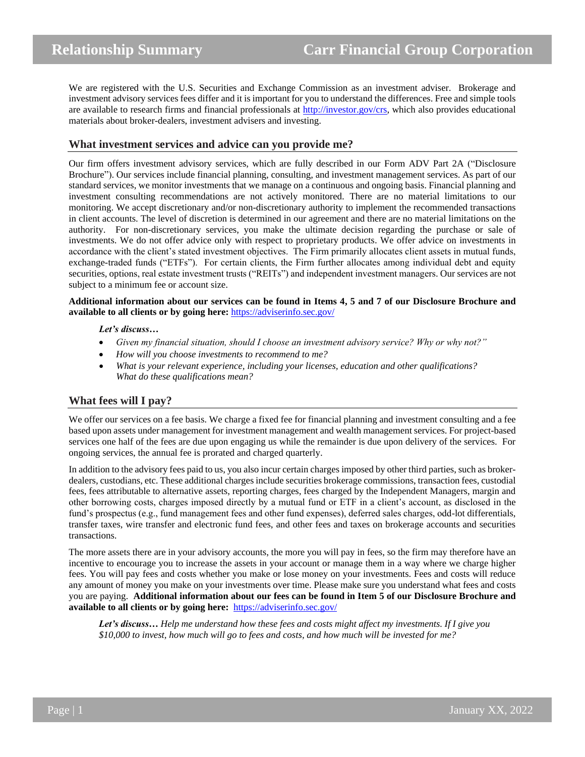# Relationship Summary — Carr Financial Group Corporation

We are registered with the U.S. Securities and Exchange Commission as an investment adviser. Brokerage and investment advisory services fees differ and it is important for you to understand the differences. Free and simple tools are available to research firms and financial professionals at http://investor.gov/crs, which also provides educational materials about broker-dealers, investment advisers and investing.

## What investment services and advice can you provide me?

Our firm offers investment advisory services, which are fully described in our Form ADV Part 2A ("Disclosure Brochure"). Our services include financial planning, consulting, and investment management services. As part of our standard services, we monitor investments that we manage on a continuous and ongoing basis. Financial planning and investment consulting recommendations are not actively monitored. There are no material limitations to our monitoring. We accept discretionary and/or non-discretionary authority to implement the recommended transactions in client accounts. The level of discretion is determined in our agreement and there are no material limitations on the authority. For non-discretionary services, you make the ultimate decision regarding the purchase or sale of investments. We do not offer advice only with respect to proprietary products. We offer advice on investments in accordance with the client's stated investment objectives. The Firm primarily allocates client assets in mutual funds, exchange-traded funds ("ETFs"). For certain clients, the Firm further allocates among individual debt and equity securities, options, real estate investment trusts ("REITs") and independent investment managers. Our services are not subject to a minimum fee or account size.

**Additional information about our services can be found in Items 4, 5 and 7 of our Disclosure Brochure and available to all clients or by going here:** https://adviserinfo.sec.gov/

***Let's discuss…***

- *Given my financial situation, should I choose an investment advisory service? Why or why not?"*
- *How will you choose investments to recommend to me?*
- *What is your relevant experience, including your licenses, education and other qualifications? What do these qualifications mean?*

## What fees will I pay?

We offer our services on a fee basis. We charge a fixed fee for financial planning and investment consulting and a fee based upon assets under management for investment management and wealth management services. For project-based services one half of the fees are due upon engaging us while the remainder is due upon delivery of the services. For ongoing services, the annual fee is prorated and charged quarterly.

In addition to the advisory fees paid to us, you also incur certain charges imposed by other third parties, such as broker-dealers, custodians, etc. These additional charges include securities brokerage commissions, transaction fees, custodial fees, fees attributable to alternative assets, reporting charges, fees charged by the Independent Managers, margin and other borrowing costs, charges imposed directly by a mutual fund or ETF in a client's account, as disclosed in the fund's prospectus (e.g., fund management fees and other fund expenses), deferred sales charges, odd-lot differentials, transfer taxes, wire transfer and electronic fund fees, and other fees and taxes on brokerage accounts and securities transactions.

The more assets there are in your advisory accounts, the more you will pay in fees, so the firm may therefore have an incentive to encourage you to increase the assets in your account or manage them in a way where we charge higher fees. You will pay fees and costs whether you make or lose money on your investments. Fees and costs will reduce any amount of money you make on your investments over time. Please make sure you understand what fees and costs you are paying. **Additional information about our fees can be found in Item 5 of our Disclosure Brochure and available to all clients or by going here:** https://adviserinfo.sec.gov/

***Let's discuss…*** *Help me understand how these fees and costs might affect my investments. If I give you $10,000 to invest, how much will go to fees and costs, and how much will be invested for me?*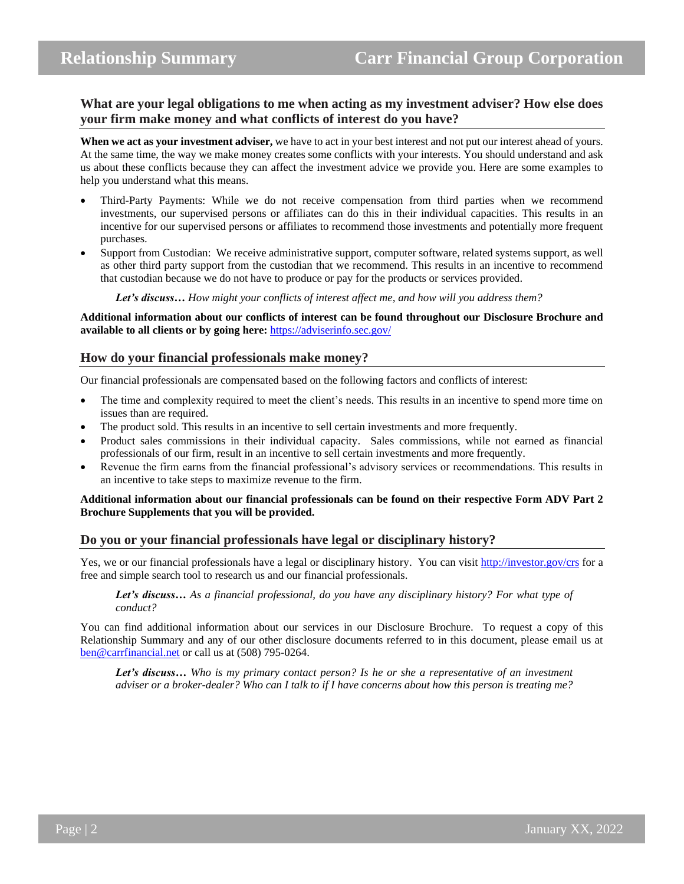## What are your legal obligations to me when acting as my investment adviser? How else does your firm make money and what conflicts of interest do you have?

**When we act as your investment adviser,** we have to act in your best interest and not put our interest ahead of yours. At the same time, the way we make money creates some conflicts with your interests. You should understand and ask us about these conflicts because they can affect the investment advice we provide you. Here are some examples to help you understand what this means.

- Third-Party Payments: While we do not receive compensation from third parties when we recommend investments, our supervised persons or affiliates can do this in their individual capacities. This results in an incentive for our supervised persons or affiliates to recommend those investments and potentially more frequent purchases.
- Support from Custodian: We receive administrative support, computer software, related systems support, as well as other third party support from the custodian that we recommend. This results in an incentive to recommend that custodian because we do not have to produce or pay for the products or services provided.

> ***Let's discuss…*** *How might your conflicts of interest affect me, and how will you address them?*

**Additional information about our conflicts of interest can be found throughout our Disclosure Brochure and available to all clients or by going here:** https://adviserinfo.sec.gov/

## How do your financial professionals make money?

Our financial professionals are compensated based on the following factors and conflicts of interest:

- The time and complexity required to meet the client's needs. This results in an incentive to spend more time on issues than are required.
- The product sold. This results in an incentive to sell certain investments and more frequently.
- Product sales commissions in their individual capacity. Sales commissions, while not earned as financial professionals of our firm, result in an incentive to sell certain investments and more frequently.
- Revenue the firm earns from the financial professional's advisory services or recommendations. This results in an incentive to take steps to maximize revenue to the firm.

**Additional information about our financial professionals can be found on their respective Form ADV Part 2 Brochure Supplements that you will be provided.**

## Do you or your financial professionals have legal or disciplinary history?

Yes, we or our financial professionals have a legal or disciplinary history. You can visit http://investor.gov/crs for a free and simple search tool to research us and our financial professionals.

> ***Let's discuss…*** *As a financial professional, do you have any disciplinary history? For what type of conduct?*

You can find additional information about our services in our Disclosure Brochure. To request a copy of this Relationship Summary and any of our other disclosure documents referred to in this document, please email us at ben@carrfinancial.net or call us at (508) 795-0264.

> ***Let's discuss…*** *Who is my primary contact person? Is he or she a representative of an investment adviser or a broker-dealer? Who can I talk to if I have concerns about how this person is treating me?*